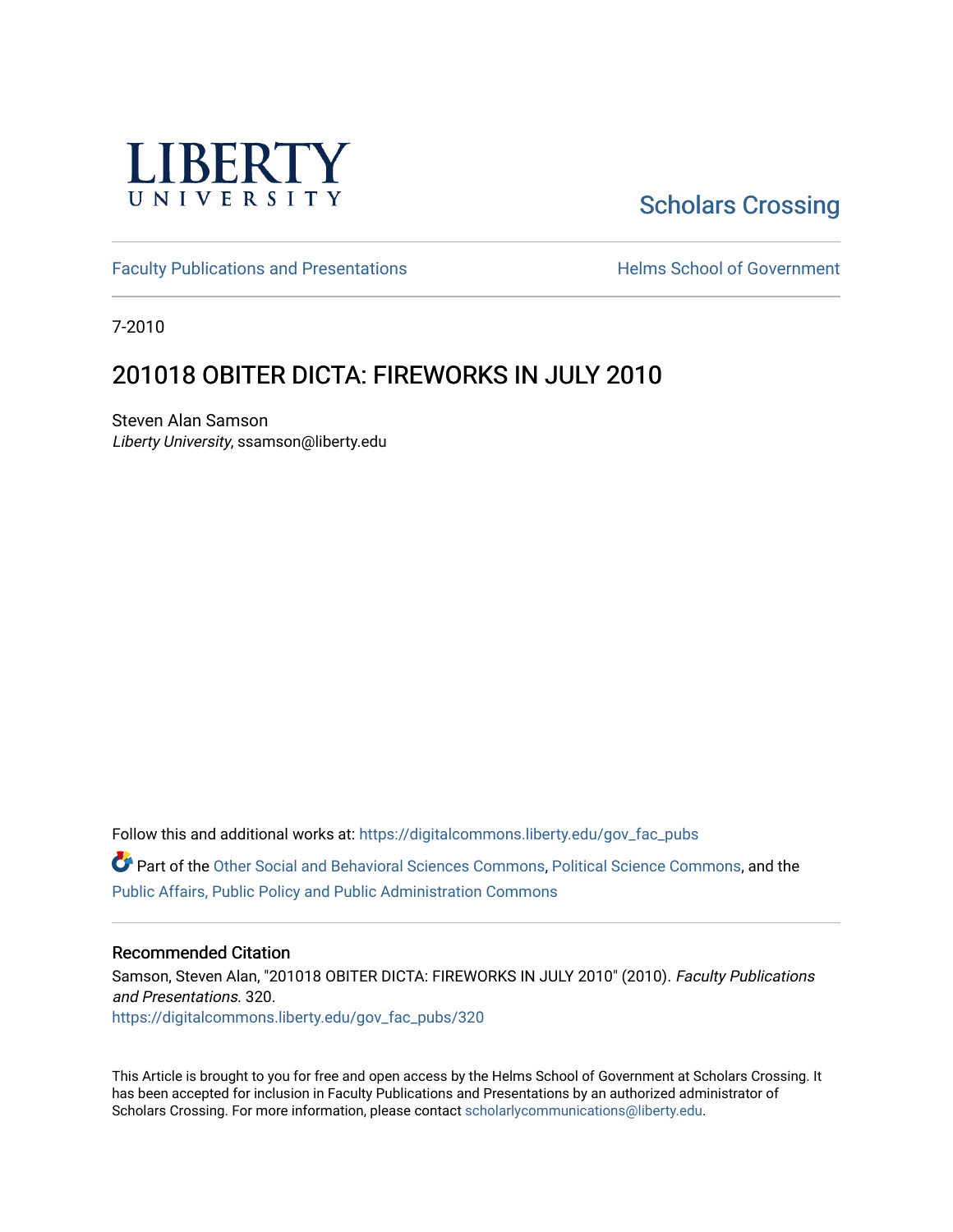LIBERTY UNIVERSITY

Scholars Crossing

Faculty Publications and Presentations

Helms School of Government

7-2010

# 201018 OBITER DICTA: FIREWORKS IN JULY 2010

Steven Alan Samson
*Liberty University*, ssamson@liberty.edu

Follow this and additional works at: https://digitalcommons.liberty.edu/gov_fac_pubs

Part of the Other Social and Behavioral Sciences Commons, Political Science Commons, and the Public Affairs, Public Policy and Public Administration Commons

## Recommended Citation

Samson, Steven Alan, "201018 OBITER DICTA: FIREWORKS IN JULY 2010" (2010). *Faculty Publications and Presentations*. 320.
https://digitalcommons.liberty.edu/gov_fac_pubs/320

This Article is brought to you for free and open access by the Helms School of Government at Scholars Crossing. It has been accepted for inclusion in Faculty Publications and Presentations by an authorized administrator of Scholars Crossing. For more information, please contact scholarlycommunications@liberty.edu.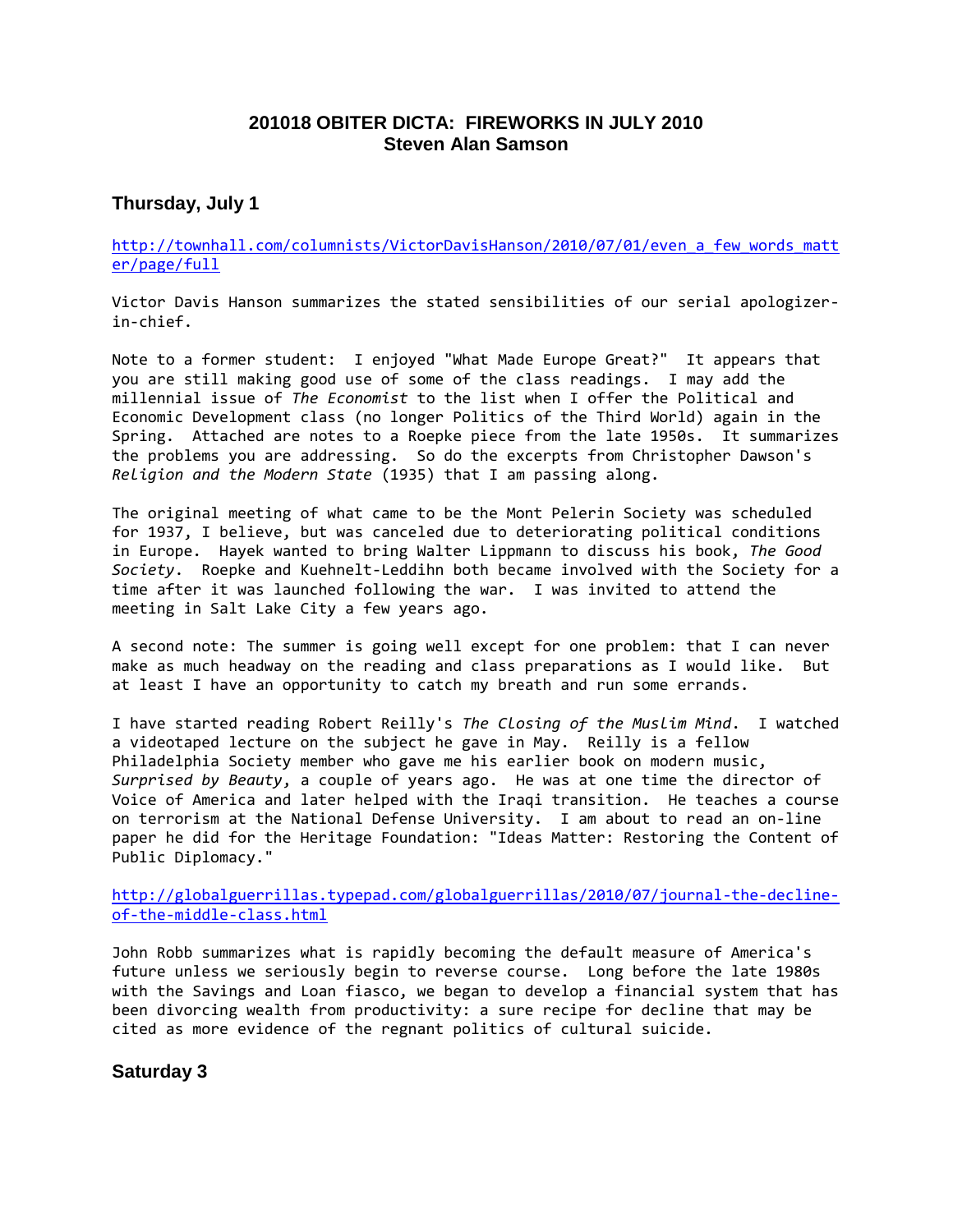# 201018 OBITER DICTA: FIREWORKS IN JULY 2010
## Steven Alan Samson

### Thursday, July 1

http://townhall.com/columnists/VictorDavisHanson/2010/07/01/even_a_few_words_matter/page/full

Victor Davis Hanson summarizes the stated sensibilities of our serial apologizer-in-chief.

Note to a former student: I enjoyed "What Made Europe Great?" It appears that you are still making good use of some of the class readings. I may add the millennial issue of *The Economist* to the list when I offer the Political and Economic Development class (no longer Politics of the Third World) again in the Spring. Attached are notes to a Roepke piece from the late 1950s. It summarizes the problems you are addressing. So do the excerpts from Christopher Dawson's *Religion and the Modern State* (1935) that I am passing along.

The original meeting of what came to be the Mont Pelerin Society was scheduled for 1937, I believe, but was canceled due to deteriorating political conditions in Europe. Hayek wanted to bring Walter Lippmann to discuss his book, *The Good Society*. Roepke and Kuehnelt-Leddihn both became involved with the Society for a time after it was launched following the war. I was invited to attend the meeting in Salt Lake City a few years ago.

A second note: The summer is going well except for one problem: that I can never make as much headway on the reading and class preparations as I would like. But at least I have an opportunity to catch my breath and run some errands.

I have started reading Robert Reilly's *The Closing of the Muslim Mind*. I watched a videotaped lecture on the subject he gave in May. Reilly is a fellow Philadelphia Society member who gave me his earlier book on modern music, *Surprised by Beauty*, a couple of years ago. He was at one time the director of Voice of America and later helped with the Iraqi transition. He teaches a course on terrorism at the National Defense University. I am about to read an on-line paper he did for the Heritage Foundation: "Ideas Matter: Restoring the Content of Public Diplomacy."

http://globalguerrillas.typepad.com/globalguerrillas/2010/07/journal-the-decline-of-the-middle-class.html

John Robb summarizes what is rapidly becoming the default measure of America's future unless we seriously begin to reverse course. Long before the late 1980s with the Savings and Loan fiasco, we began to develop a financial system that has been divorcing wealth from productivity: a sure recipe for decline that may be cited as more evidence of the regnant politics of cultural suicide.

### Saturday 3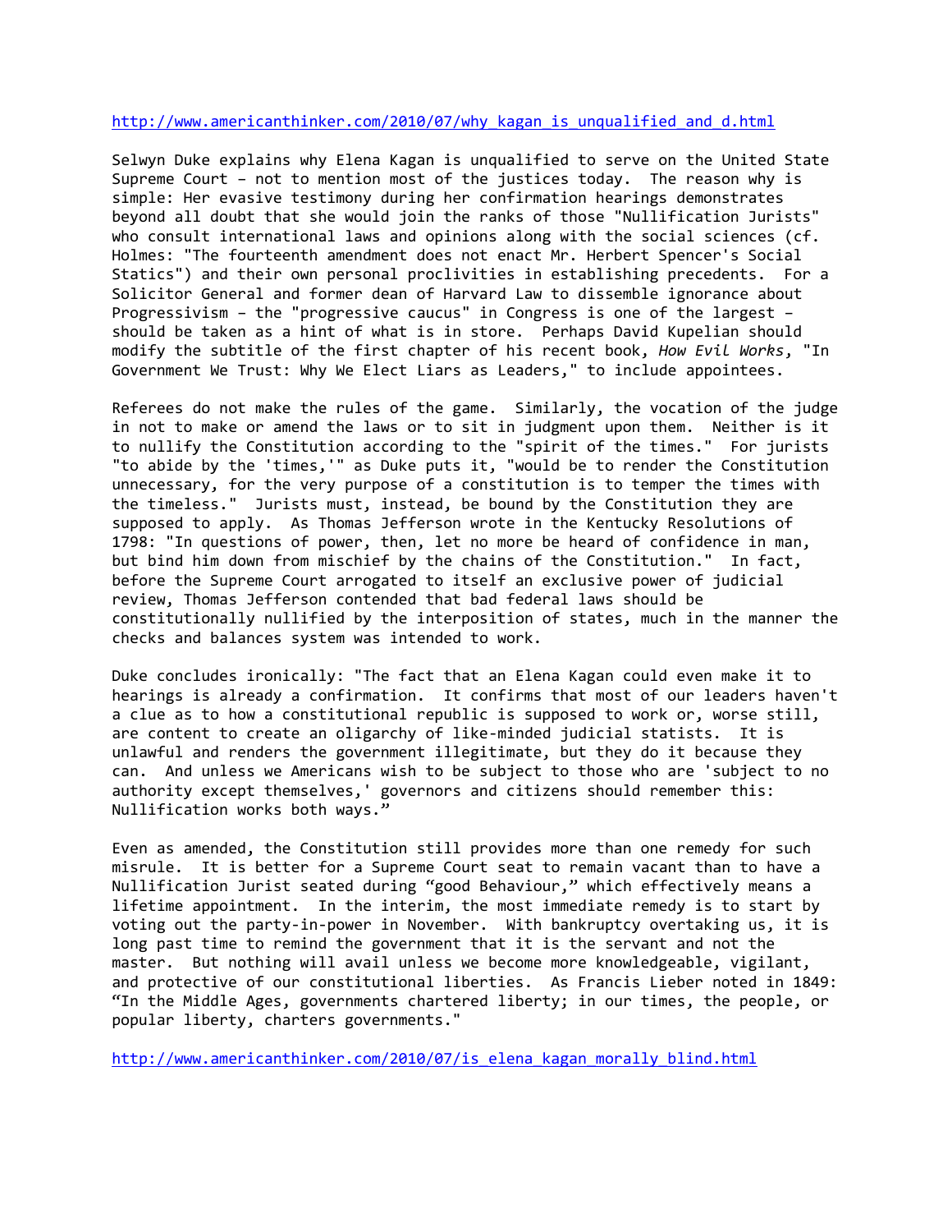http://www.americanthinker.com/2010/07/why_kagan_is_unqualified_and_d.html

Selwyn Duke explains why Elena Kagan is unqualified to serve on the United State Supreme Court – not to mention most of the justices today. The reason why is simple: Her evasive testimony during her confirmation hearings demonstrates beyond all doubt that she would join the ranks of those "Nullification Jurists" who consult international laws and opinions along with the social sciences (cf. Holmes: "The fourteenth amendment does not enact Mr. Herbert Spencer's Social Statics") and their own personal proclivities in establishing precedents. For a Solicitor General and former dean of Harvard Law to dissemble ignorance about Progressivism – the "progressive caucus" in Congress is one of the largest – should be taken as a hint of what is in store. Perhaps David Kupelian should modify the subtitle of the first chapter of his recent book, *How Evil Works*, "In Government We Trust: Why We Elect Liars as Leaders," to include appointees.

Referees do not make the rules of the game. Similarly, the vocation of the judge in not to make or amend the laws or to sit in judgment upon them. Neither is it to nullify the Constitution according to the "spirit of the times." For jurists "to abide by the 'times,'" as Duke puts it, "would be to render the Constitution unnecessary, for the very purpose of a constitution is to temper the times with the timeless." Jurists must, instead, be bound by the Constitution they are supposed to apply. As Thomas Jefferson wrote in the Kentucky Resolutions of 1798: "In questions of power, then, let no more be heard of confidence in man, but bind him down from mischief by the chains of the Constitution." In fact, before the Supreme Court arrogated to itself an exclusive power of judicial review, Thomas Jefferson contended that bad federal laws should be constitutionally nullified by the interposition of states, much in the manner the checks and balances system was intended to work.

Duke concludes ironically: "The fact that an Elena Kagan could even make it to hearings is already a confirmation. It confirms that most of our leaders haven't a clue as to how a constitutional republic is supposed to work or, worse still, are content to create an oligarchy of like-minded judicial statists. It is unlawful and renders the government illegitimate, but they do it because they can. And unless we Americans wish to be subject to those who are 'subject to no authority except themselves,' governors and citizens should remember this: Nullification works both ways."

Even as amended, the Constitution still provides more than one remedy for such misrule. It is better for a Supreme Court seat to remain vacant than to have a Nullification Jurist seated during "good Behaviour," which effectively means a lifetime appointment. In the interim, the most immediate remedy is to start by voting out the party-in-power in November. With bankruptcy overtaking us, it is long past time to remind the government that it is the servant and not the master. But nothing will avail unless we become more knowledgeable, vigilant, and protective of our constitutional liberties. As Francis Lieber noted in 1849: "In the Middle Ages, governments chartered liberty; in our times, the people, or popular liberty, charters governments."

http://www.americanthinker.com/2010/07/is_elena_kagan_morally_blind.html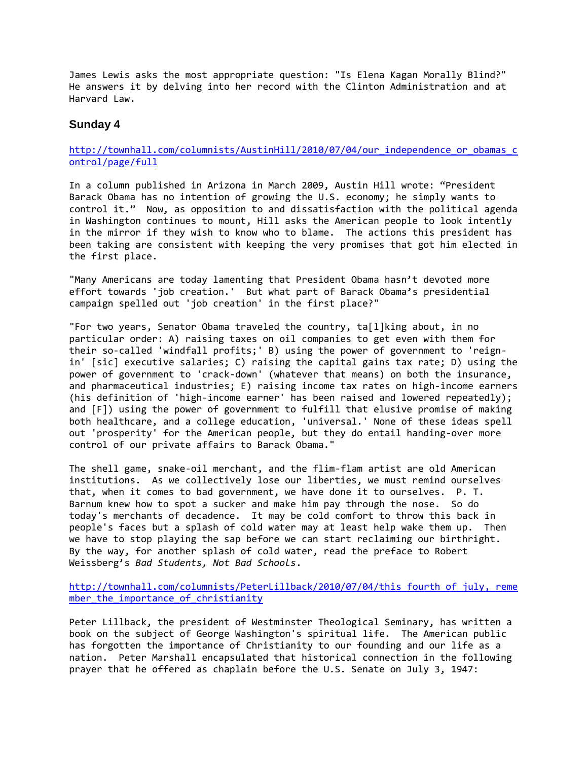James Lewis asks the most appropriate question: "Is Elena Kagan Morally Blind?" He answers it by delving into her record with the Clinton Administration and at Harvard Law.

## Sunday 4

http://townhall.com/columnists/AustinHill/2010/07/04/our_independence_or_obamas_control/page/full

In a column published in Arizona in March 2009, Austin Hill wrote: "President Barack Obama has no intention of growing the U.S. economy; he simply wants to control it." Now, as opposition to and dissatisfaction with the political agenda in Washington continues to mount, Hill asks the American people to look intently in the mirror if they wish to know who to blame. The actions this president has been taking are consistent with keeping the very promises that got him elected in the first place.

"Many Americans are today lamenting that President Obama hasn't devoted more effort towards 'job creation.' But what part of Barack Obama's presidential campaign spelled out 'job creation' in the first place?"

"For two years, Senator Obama traveled the country, ta[l]king about, in no particular order: A) raising taxes on oil companies to get even with them for their so-called 'windfall profits;' B) using the power of government to 'reign-in' [sic] executive salaries; C) raising the capital gains tax rate; D) using the power of government to 'crack-down' (whatever that means) on both the insurance, and pharmaceutical industries; E) raising income tax rates on high-income earners (his definition of 'high-income earner' has been raised and lowered repeatedly); and [F]) using the power of government to fulfill that elusive promise of making both healthcare, and a college education, 'universal.' None of these ideas spell out 'prosperity' for the American people, but they do entail handing-over more control of our private affairs to Barack Obama."

The shell game, snake-oil merchant, and the flim-flam artist are old American institutions. As we collectively lose our liberties, we must remind ourselves that, when it comes to bad government, we have done it to ourselves. P. T. Barnum knew how to spot a sucker and make him pay through the nose. So do today's merchants of decadence. It may be cold comfort to throw this back in people's faces but a splash of cold water may at least help wake them up. Then we have to stop playing the sap before we can start reclaiming our birthright. By the way, for another splash of cold water, read the preface to Robert Weissberg's *Bad Students, Not Bad Schools*.

http://townhall.com/columnists/PeterLillback/2010/07/04/this_fourth_of_july,_remember_the_importance_of_christianity

Peter Lillback, the president of Westminster Theological Seminary, has written a book on the subject of George Washington's spiritual life. The American public has forgotten the importance of Christianity to our founding and our life as a nation. Peter Marshall encapsulated that historical connection in the following prayer that he offered as chaplain before the U.S. Senate on July 3, 1947: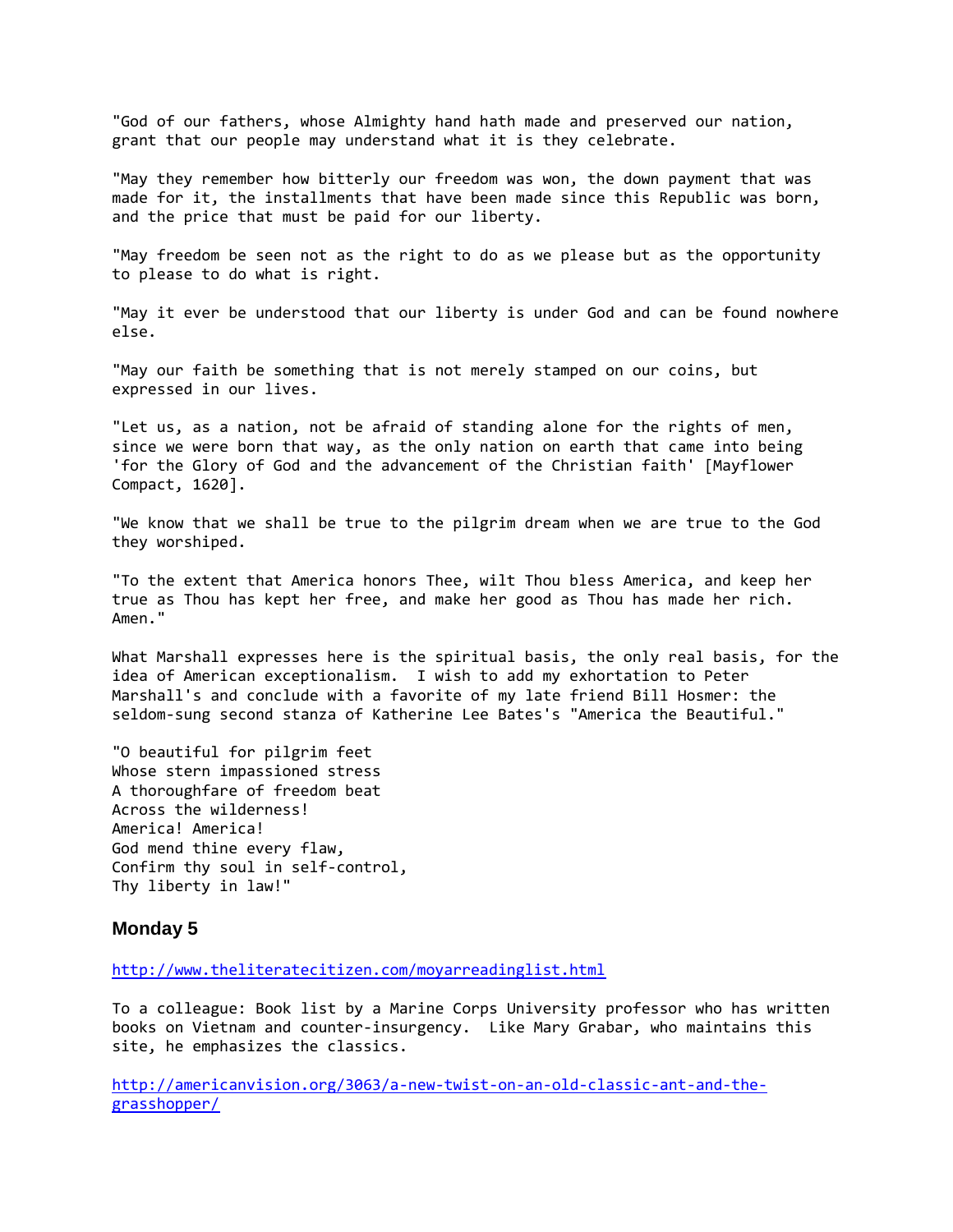"God of our fathers, whose Almighty hand hath made and preserved our nation, grant that our people may understand what it is they celebrate.

"May they remember how bitterly our freedom was won, the down payment that was made for it, the installments that have been made since this Republic was born, and the price that must be paid for our liberty.

"May freedom be seen not as the right to do as we please but as the opportunity to please to do what is right.

"May it ever be understood that our liberty is under God and can be found nowhere else.

"May our faith be something that is not merely stamped on our coins, but expressed in our lives.

"Let us, as a nation, not be afraid of standing alone for the rights of men, since we were born that way, as the only nation on earth that came into being 'for the Glory of God and the advancement of the Christian faith' [Mayflower Compact, 1620].

"We know that we shall be true to the pilgrim dream when we are true to the God they worshiped.

"To the extent that America honors Thee, wilt Thou bless America, and keep her true as Thou has kept her free, and make her good as Thou has made her rich. Amen."

What Marshall expresses here is the spiritual basis, the only real basis, for the idea of American exceptionalism. I wish to add my exhortation to Peter Marshall's and conclude with a favorite of my late friend Bill Hosmer: the seldom-sung second stanza of Katherine Lee Bates's "America the Beautiful."

"O beautiful for pilgrim feet  
Whose stern impassioned stress  
A thoroughfare of freedom beat  
Across the wilderness!  
America! America!  
God mend thine every flaw,  
Confirm thy soul in self-control,  
Thy liberty in law!"

## Monday 5

http://www.theliteratecitizen.com/moyarreadinglist.html

To a colleague: Book list by a Marine Corps University professor who has written books on Vietnam and counter-insurgency. Like Mary Grabar, who maintains this site, he emphasizes the classics.

http://americanvision.org/3063/a-new-twist-on-an-old-classic-ant-and-the-grasshopper/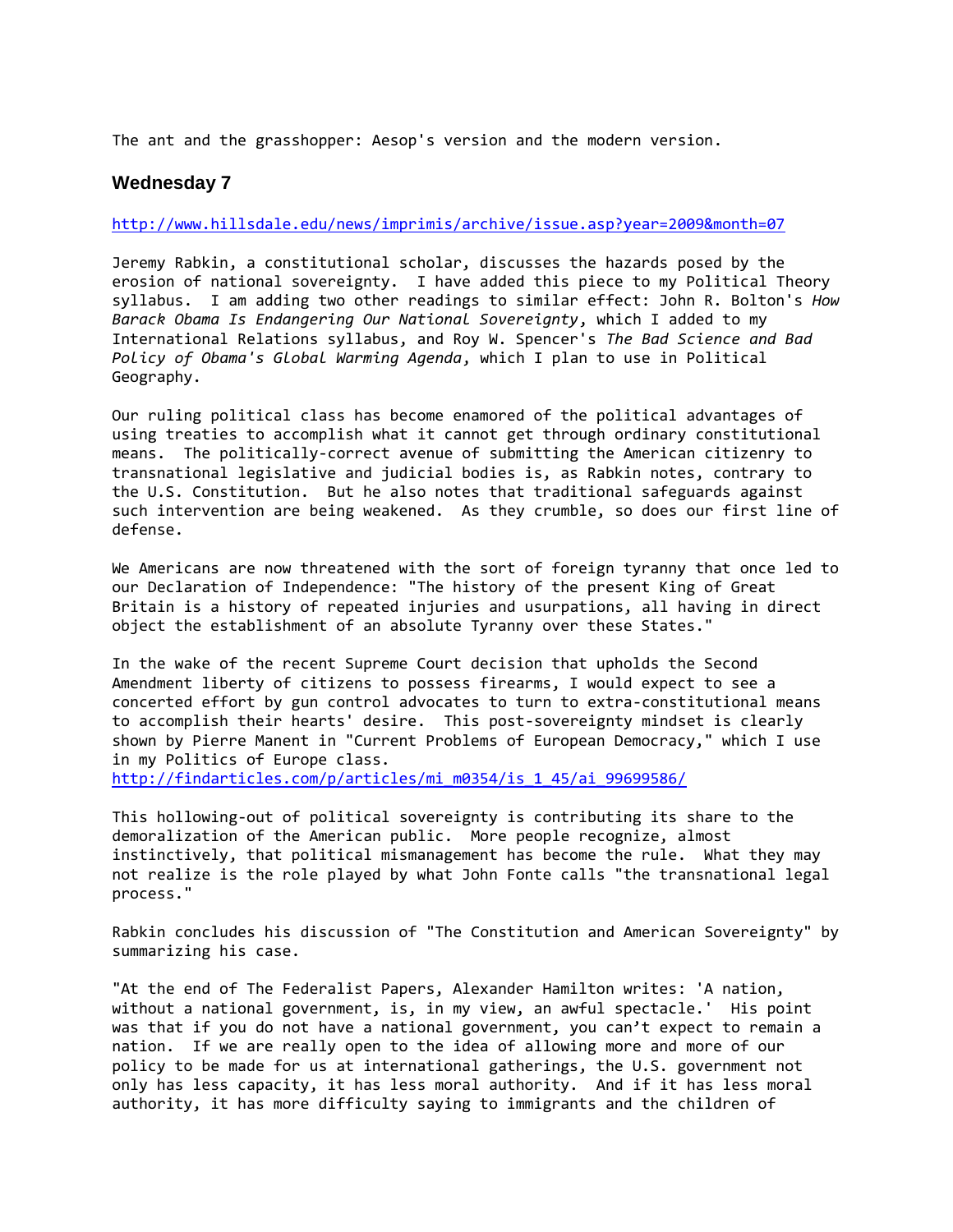The ant and the grasshopper: Aesop's version and the modern version.

## Wednesday 7

http://www.hillsdale.edu/news/imprimis/archive/issue.asp?year=2009&month=07

Jeremy Rabkin, a constitutional scholar, discusses the hazards posed by the erosion of national sovereignty. I have added this piece to my Political Theory syllabus. I am adding two other readings to similar effect: John R. Bolton's *How Barack Obama Is Endangering Our National Sovereignty*, which I added to my International Relations syllabus, and Roy W. Spencer's *The Bad Science and Bad Policy of Obama's Global Warming Agenda*, which I plan to use in Political Geography.

Our ruling political class has become enamored of the political advantages of using treaties to accomplish what it cannot get through ordinary constitutional means. The politically-correct avenue of submitting the American citizenry to transnational legislative and judicial bodies is, as Rabkin notes, contrary to the U.S. Constitution. But he also notes that traditional safeguards against such intervention are being weakened. As they crumble, so does our first line of defense.

We Americans are now threatened with the sort of foreign tyranny that once led to our Declaration of Independence: "The history of the present King of Great Britain is a history of repeated injuries and usurpations, all having in direct object the establishment of an absolute Tyranny over these States."

In the wake of the recent Supreme Court decision that upholds the Second Amendment liberty of citizens to possess firearms, I would expect to see a concerted effort by gun control advocates to turn to extra-constitutional means to accomplish their hearts' desire. This post-sovereignty mindset is clearly shown by Pierre Manent in "Current Problems of European Democracy," which I use in my Politics of Europe class.
http://findarticles.com/p/articles/mi_m0354/is_1_45/ai_99699586/

This hollowing-out of political sovereignty is contributing its share to the demoralization of the American public. More people recognize, almost instinctively, that political mismanagement has become the rule. What they may not realize is the role played by what John Fonte calls "the transnational legal process."

Rabkin concludes his discussion of "The Constitution and American Sovereignty" by summarizing his case.

"At the end of The Federalist Papers, Alexander Hamilton writes: 'A nation, without a national government, is, in my view, an awful spectacle.' His point was that if you do not have a national government, you can't expect to remain a nation. If we are really open to the idea of allowing more and more of our policy to be made for us at international gatherings, the U.S. government not only has less capacity, it has less moral authority. And if it has less moral authority, it has more difficulty saying to immigrants and the children of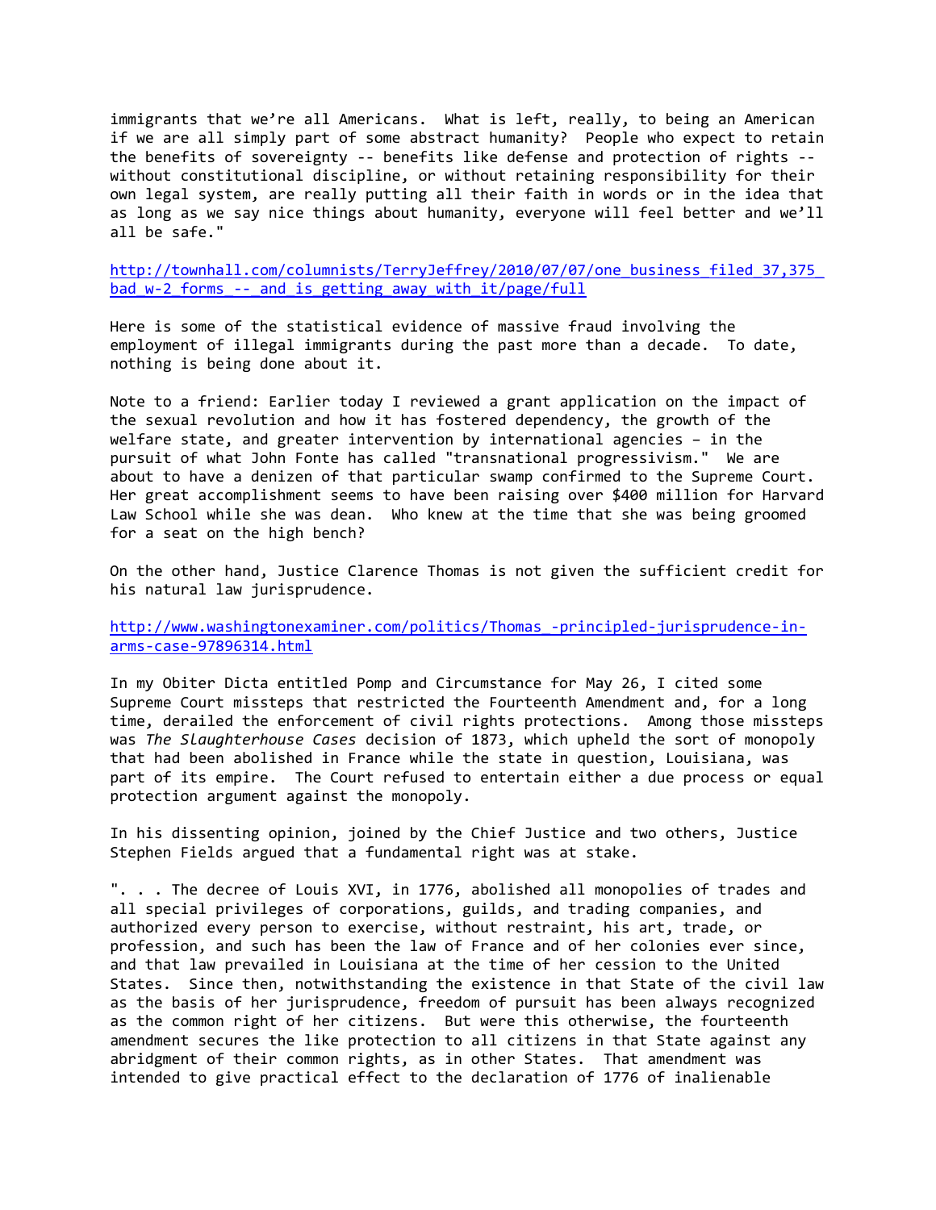immigrants that we're all Americans. What is left, really, to being an American if we are all simply part of some abstract humanity? People who expect to retain the benefits of sovereignty -- benefits like defense and protection of rights -- without constitutional discipline, or without retaining responsibility for their own legal system, are really putting all their faith in words or in the idea that as long as we say nice things about humanity, everyone will feel better and we'll all be safe."

http://townhall.com/columnists/TerryJeffrey/2010/07/07/one_business_filed_37,375_bad_w-2_forms_--_and_is_getting_away_with_it/page/full

Here is some of the statistical evidence of massive fraud involving the employment of illegal immigrants during the past more than a decade. To date, nothing is being done about it.

Note to a friend: Earlier today I reviewed a grant application on the impact of the sexual revolution and how it has fostered dependency, the growth of the welfare state, and greater intervention by international agencies – in the pursuit of what John Fonte has called "transnational progressivism." We are about to have a denizen of that particular swamp confirmed to the Supreme Court. Her great accomplishment seems to have been raising over $400 million for Harvard Law School while she was dean. Who knew at the time that she was being groomed for a seat on the high bench?

On the other hand, Justice Clarence Thomas is not given the sufficient credit for his natural law jurisprudence.

http://www.washingtonexaminer.com/politics/Thomas_-principled-jurisprudence-in-arms-case-97896314.html

In my Obiter Dicta entitled Pomp and Circumstance for May 26, I cited some Supreme Court missteps that restricted the Fourteenth Amendment and, for a long time, derailed the enforcement of civil rights protections. Among those missteps was *The Slaughterhouse Cases* decision of 1873, which upheld the sort of monopoly that had been abolished in France while the state in question, Louisiana, was part of its empire. The Court refused to entertain either a due process or equal protection argument against the monopoly.

In his dissenting opinion, joined by the Chief Justice and two others, Justice Stephen Fields argued that a fundamental right was at stake.

". . . The decree of Louis XVI, in 1776, abolished all monopolies of trades and all special privileges of corporations, guilds, and trading companies, and authorized every person to exercise, without restraint, his art, trade, or profession, and such has been the law of France and of her colonies ever since, and that law prevailed in Louisiana at the time of her cession to the United States. Since then, notwithstanding the existence in that State of the civil law as the basis of her jurisprudence, freedom of pursuit has been always recognized as the common right of her citizens. But were this otherwise, the fourteenth amendment secures the like protection to all citizens in that State against any abridgment of their common rights, as in other States. That amendment was intended to give practical effect to the declaration of 1776 of inalienable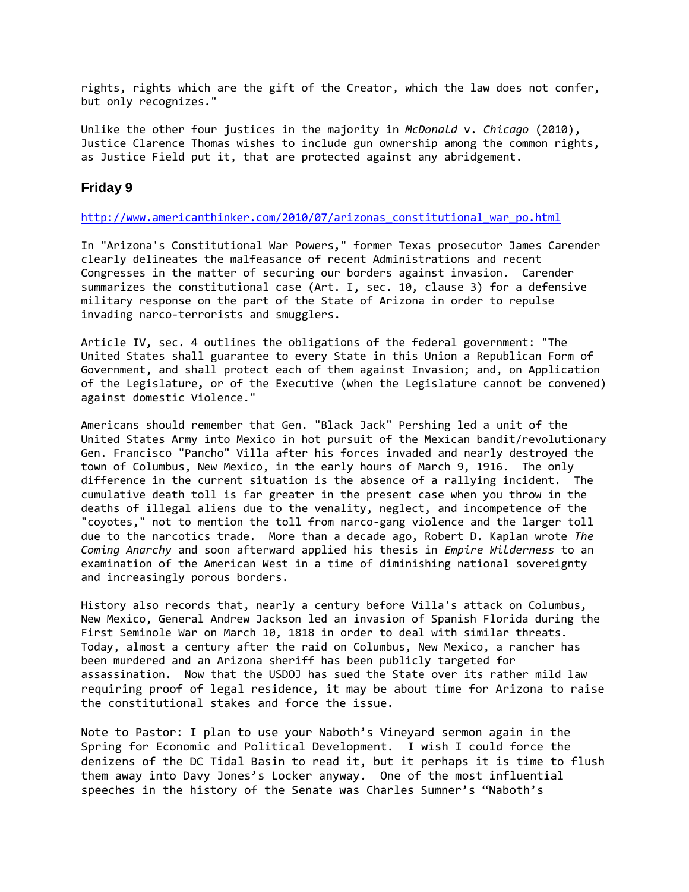rights, rights which are the gift of the Creator, which the law does not confer, but only recognizes."

Unlike the other four justices in the majority in *McDonald* v. *Chicago* (2010), Justice Clarence Thomas wishes to include gun ownership among the common rights, as Justice Field put it, that are protected against any abridgement.

## Friday 9

http://www.americanthinker.com/2010/07/arizonas_constitutional_war_po.html

In "Arizona's Constitutional War Powers," former Texas prosecutor James Carender clearly delineates the malfeasance of recent Administrations and recent Congresses in the matter of securing our borders against invasion. Carender summarizes the constitutional case (Art. I, sec. 10, clause 3) for a defensive military response on the part of the State of Arizona in order to repulse invading narco-terrorists and smugglers.

Article IV, sec. 4 outlines the obligations of the federal government: "The United States shall guarantee to every State in this Union a Republican Form of Government, and shall protect each of them against Invasion; and, on Application of the Legislature, or of the Executive (when the Legislature cannot be convened) against domestic Violence."

Americans should remember that Gen. "Black Jack" Pershing led a unit of the United States Army into Mexico in hot pursuit of the Mexican bandit/revolutionary Gen. Francisco "Pancho" Villa after his forces invaded and nearly destroyed the town of Columbus, New Mexico, in the early hours of March 9, 1916. The only difference in the current situation is the absence of a rallying incident. The cumulative death toll is far greater in the present case when you throw in the deaths of illegal aliens due to the venality, neglect, and incompetence of the "coyotes," not to mention the toll from narco-gang violence and the larger toll due to the narcotics trade. More than a decade ago, Robert D. Kaplan wrote *The Coming Anarchy* and soon afterward applied his thesis in *Empire Wilderness* to an examination of the American West in a time of diminishing national sovereignty and increasingly porous borders.

History also records that, nearly a century before Villa's attack on Columbus, New Mexico, General Andrew Jackson led an invasion of Spanish Florida during the First Seminole War on March 10, 1818 in order to deal with similar threats. Today, almost a century after the raid on Columbus, New Mexico, a rancher has been murdered and an Arizona sheriff has been publicly targeted for assassination. Now that the USDOJ has sued the State over its rather mild law requiring proof of legal residence, it may be about time for Arizona to raise the constitutional stakes and force the issue.

Note to Pastor: I plan to use your Naboth's Vineyard sermon again in the Spring for Economic and Political Development. I wish I could force the denizens of the DC Tidal Basin to read it, but it perhaps it is time to flush them away into Davy Jones's Locker anyway. One of the most influential speeches in the history of the Senate was Charles Sumner's "Naboth's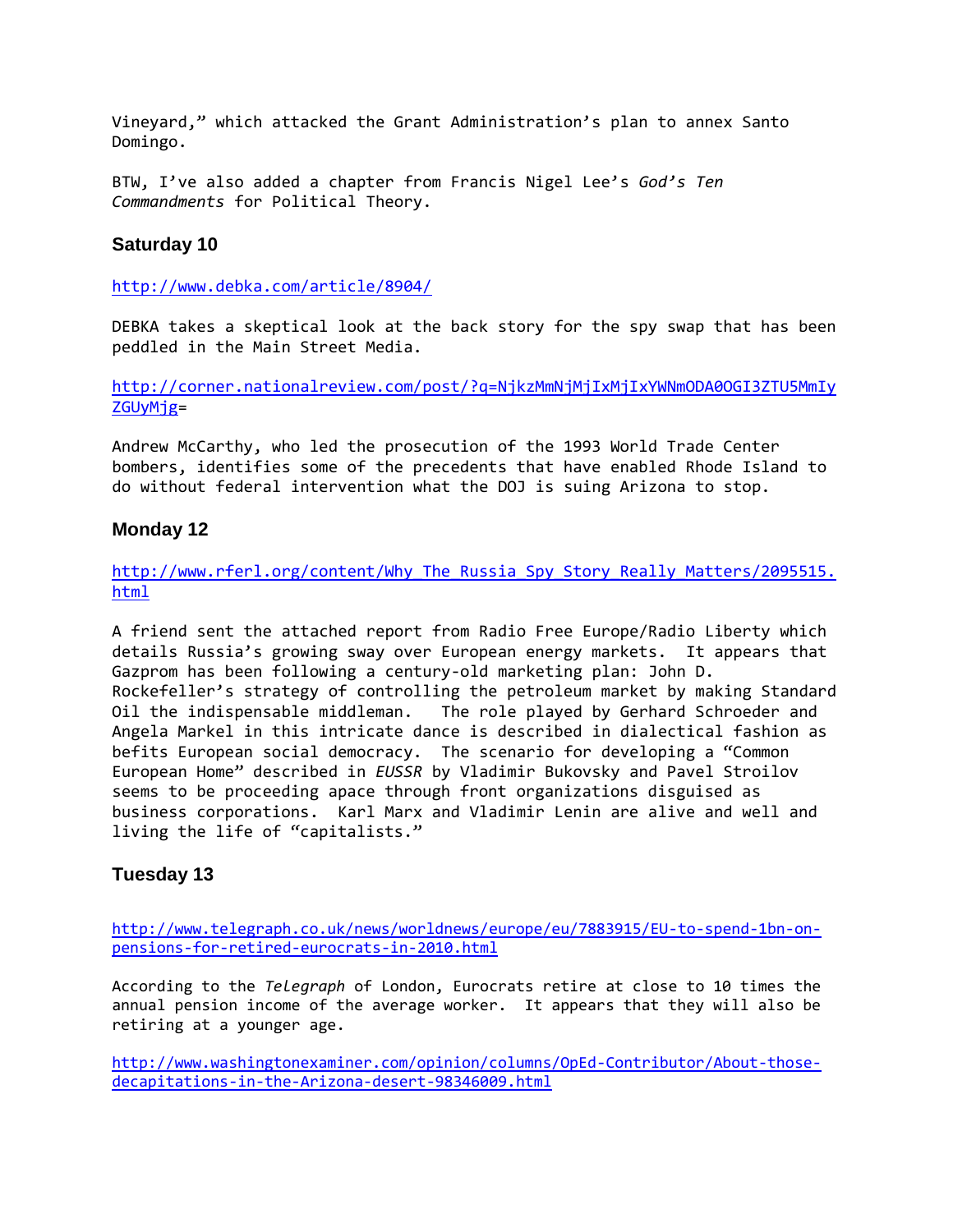Vineyard," which attacked the Grant Administration's plan to annex Santo Domingo.

BTW, I've also added a chapter from Francis Nigel Lee's *God's Ten Commandments* for Political Theory.

### Saturday 10

http://www.debka.com/article/8904/

DEBKA takes a skeptical look at the back story for the spy swap that has been peddled in the Main Street Media.

http://corner.nationalreview.com/post/?q=NjkzMmNjMjIxMjIxYWNmODA0OGI3ZTU5MmIyZGUyMjg=

Andrew McCarthy, who led the prosecution of the 1993 World Trade Center bombers, identifies some of the precedents that have enabled Rhode Island to do without federal intervention what the DOJ is suing Arizona to stop.

### Monday 12

http://www.rferl.org/content/Why_The_Russia_Spy_Story_Really_Matters/2095515.html

A friend sent the attached report from Radio Free Europe/Radio Liberty which details Russia's growing sway over European energy markets. It appears that Gazprom has been following a century-old marketing plan: John D. Rockefeller's strategy of controlling the petroleum market by making Standard Oil the indispensable middleman. The role played by Gerhard Schroeder and Angela Markel in this intricate dance is described in dialectical fashion as befits European social democracy. The scenario for developing a "Common European Home" described in *EUSSR* by Vladimir Bukovsky and Pavel Stroilov seems to be proceeding apace through front organizations disguised as business corporations. Karl Marx and Vladimir Lenin are alive and well and living the life of "capitalists."

### Tuesday 13

http://www.telegraph.co.uk/news/worldnews/europe/eu/7883915/EU-to-spend-1bn-on-pensions-for-retired-eurocrats-in-2010.html

According to the *Telegraph* of London, Eurocrats retire at close to 10 times the annual pension income of the average worker. It appears that they will also be retiring at a younger age.

http://www.washingtonexaminer.com/opinion/columns/OpEd-Contributor/About-those-decapitations-in-the-Arizona-desert-98346009.html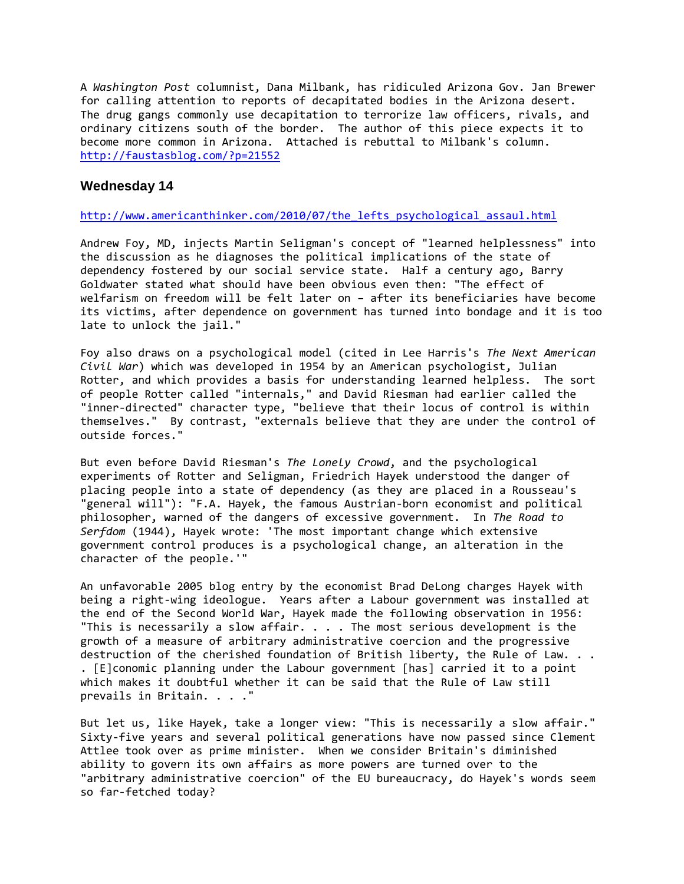A *Washington Post* columnist, Dana Milbank, has ridiculed Arizona Gov. Jan Brewer for calling attention to reports of decapitated bodies in the Arizona desert. The drug gangs commonly use decapitation to terrorize law officers, rivals, and ordinary citizens south of the border. The author of this piece expects it to become more common in Arizona. Attached is rebuttal to Milbank's column. http://faustasblog.com/?p=21552

## Wednesday 14

http://www.americanthinker.com/2010/07/the_lefts_psychological_assaul.html

Andrew Foy, MD, injects Martin Seligman's concept of "learned helplessness" into the discussion as he diagnoses the political implications of the state of dependency fostered by our social service state. Half a century ago, Barry Goldwater stated what should have been obvious even then: "The effect of welfarism on freedom will be felt later on – after its beneficiaries have become its victims, after dependence on government has turned into bondage and it is too late to unlock the jail."

Foy also draws on a psychological model (cited in Lee Harris's *The Next American Civil War*) which was developed in 1954 by an American psychologist, Julian Rotter, and which provides a basis for understanding learned helpless. The sort of people Rotter called "internals," and David Riesman had earlier called the "inner-directed" character type, "believe that their locus of control is within themselves." By contrast, "externals believe that they are under the control of outside forces."

But even before David Riesman's *The Lonely Crowd*, and the psychological experiments of Rotter and Seligman, Friedrich Hayek understood the danger of placing people into a state of dependency (as they are placed in a Rousseau's "general will"): "F.A. Hayek, the famous Austrian-born economist and political philosopher, warned of the dangers of excessive government. In *The Road to Serfdom* (1944), Hayek wrote: 'The most important change which extensive government control produces is a psychological change, an alteration in the character of the people.'"

An unfavorable 2005 blog entry by the economist Brad DeLong charges Hayek with being a right-wing ideologue. Years after a Labour government was installed at the end of the Second World War, Hayek made the following observation in 1956: "This is necessarily a slow affair. . . . The most serious development is the growth of a measure of arbitrary administrative coercion and the progressive destruction of the cherished foundation of British liberty, the Rule of Law. . . . [E]conomic planning under the Labour government [has] carried it to a point which makes it doubtful whether it can be said that the Rule of Law still prevails in Britain. . . ."

But let us, like Hayek, take a longer view: "This is necessarily a slow affair." Sixty-five years and several political generations have now passed since Clement Attlee took over as prime minister. When we consider Britain's diminished ability to govern its own affairs as more powers are turned over to the "arbitrary administrative coercion" of the EU bureaucracy, do Hayek's words seem so far-fetched today?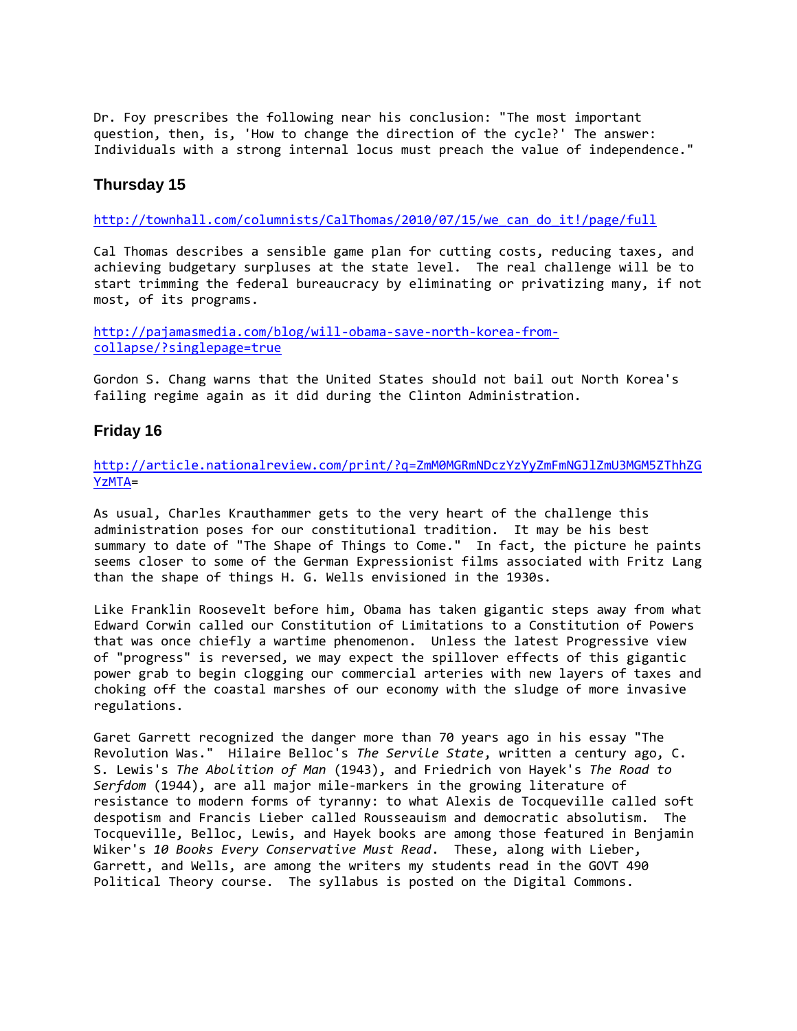Dr. Foy prescribes the following near his conclusion: "The most important question, then, is, 'How to change the direction of the cycle?' The answer: Individuals with a strong internal locus must preach the value of independence."

## Thursday 15

http://townhall.com/columnists/CalThomas/2010/07/15/we_can_do_it!/page/full

Cal Thomas describes a sensible game plan for cutting costs, reducing taxes, and achieving budgetary surpluses at the state level. The real challenge will be to start trimming the federal bureaucracy by eliminating or privatizing many, if not most, of its programs.

http://pajamasmedia.com/blog/will-obama-save-north-korea-from-collapse/?singlepage=true

Gordon S. Chang warns that the United States should not bail out North Korea's failing regime again as it did during the Clinton Administration.

## Friday 16

http://article.nationalreview.com/print/?q=ZmM0MGRmNDczYzYyZmFmNGJlZmU3MGM5ZThhZGYzMTA=

As usual, Charles Krauthammer gets to the very heart of the challenge this administration poses for our constitutional tradition. It may be his best summary to date of "The Shape of Things to Come." In fact, the picture he paints seems closer to some of the German Expressionist films associated with Fritz Lang than the shape of things H. G. Wells envisioned in the 1930s.

Like Franklin Roosevelt before him, Obama has taken gigantic steps away from what Edward Corwin called our Constitution of Limitations to a Constitution of Powers that was once chiefly a wartime phenomenon. Unless the latest Progressive view of "progress" is reversed, we may expect the spillover effects of this gigantic power grab to begin clogging our commercial arteries with new layers of taxes and choking off the coastal marshes of our economy with the sludge of more invasive regulations.

Garet Garrett recognized the danger more than 70 years ago in his essay "The Revolution Was." Hilaire Belloc's *The Servile State*, written a century ago, C. S. Lewis's *The Abolition of Man* (1943), and Friedrich von Hayek's *The Road to Serfdom* (1944), are all major mile-markers in the growing literature of resistance to modern forms of tyranny: to what Alexis de Tocqueville called soft despotism and Francis Lieber called Rousseauism and democratic absolutism. The Tocqueville, Belloc, Lewis, and Hayek books are among those featured in Benjamin Wiker's *10 Books Every Conservative Must Read*. These, along with Lieber, Garrett, and Wells, are among the writers my students read in the GOVT 490 Political Theory course. The syllabus is posted on the Digital Commons.